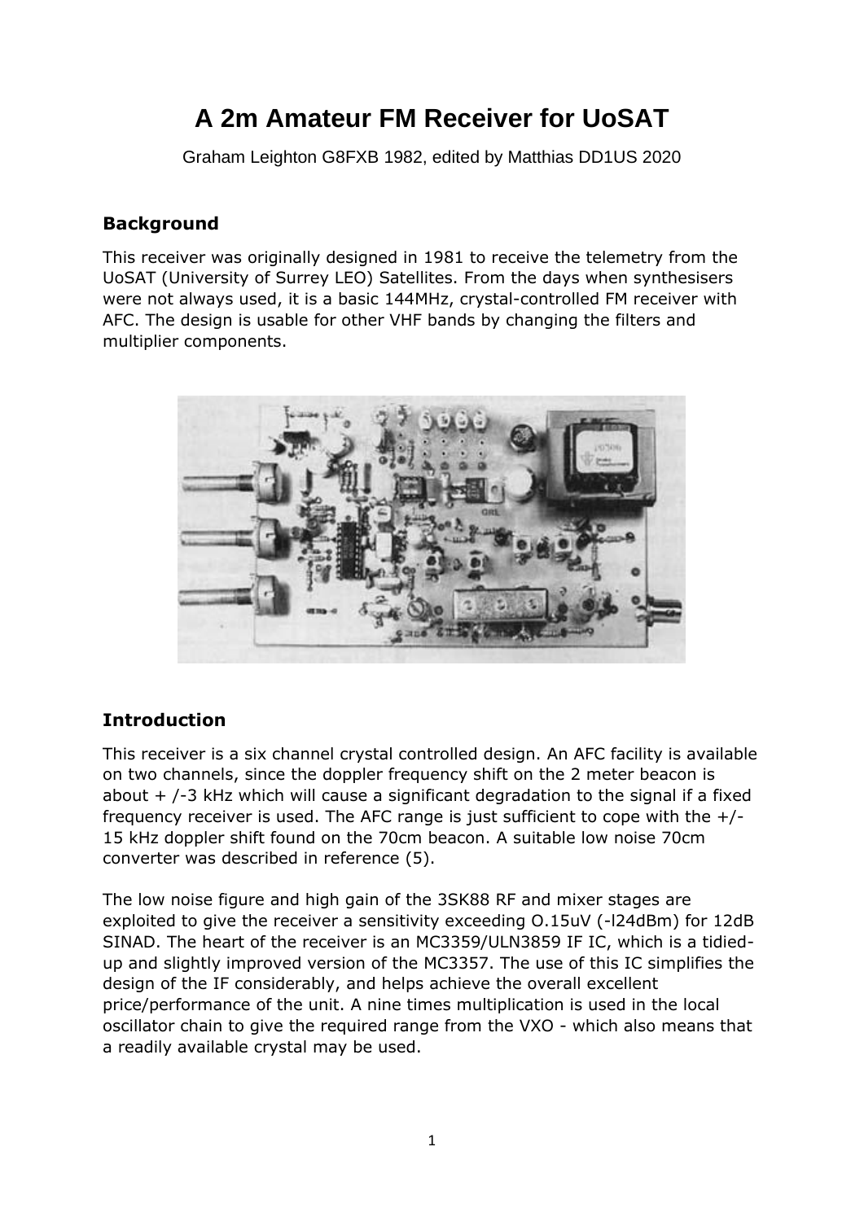# A 2m Amateur FM Receiver for UoSAT

Graham Leighton G8FXB 1982, edited by Matthias DD1US 2020

### Background

This receiver was originally designed in 1981 to receive the telemetry from the UoSAT (University of Surrey LEO) Satellites. From the days when synthesisers were not always used, it is a basic 144MHz, crystal-controlled FM receiver with AFC. The design is usable for other VHF bands by changing the filters and multiplier components.

### Introduction

This receiver is a six channel crystal controlled design. An AFC facility is available on two channels, since the doppler frequency shift on the 2 meter beacon is about + /-3 kHz which will cause a significant degradation to the signal if a fixed frequency receiver is used. The AFC range is just sufficient to cope with the +/-15 kHz doppler shift found on the 70cm beacon. A suitable low noise 70cm converter was described in reference (5).

The low noise figure and high gain of the 3SK88 RF and mixer stages are exploited to give the receiver a sensitivity exceeding O.15uV (-l24dBm) for 12dB SINAD. The heart of the receiver is an MC3359/ULN3859 IF IC, which is a tidied-up and slightly improved version of the MC3357. The use of this IC simplifies the design of the IF considerably, and helps achieve the overall excellent price/performance of the unit. A nine times multiplication is used in the local oscillator chain to give the required range from the VXO - which also means that a readily available crystal may be used.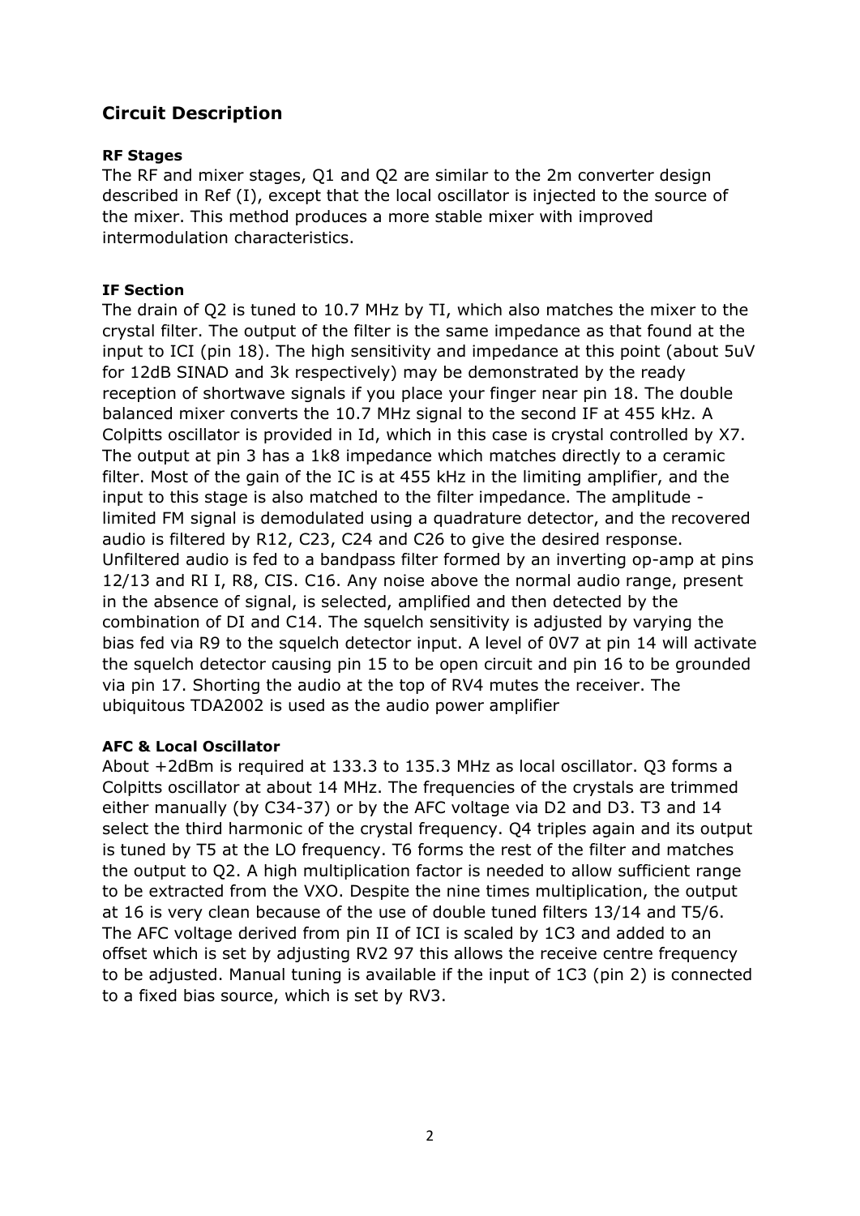## Circuit Description

#### RF Stages

The RF and mixer stages, Q1 and Q2 are similar to the 2m converter design described in Ref (I), except that the local oscillator is injected to the source of the mixer. This method produces a more stable mixer with improved intermodulation characteristics.

#### IF Section

The drain of Q2 is tuned to 10.7 MHz by TI, which also matches the mixer to the crystal filter. The output of the filter is the same impedance as that found at the input to ICI (pin 18). The high sensitivity and impedance at this point (about 5uV for 12dB SINAD and 3k respectively) may be demonstrated by the ready reception of shortwave signals if you place your finger near pin 18. The double balanced mixer converts the 10.7 MHz signal to the second IF at 455 kHz. A Colpitts oscillator is provided in Id, which in this case is crystal controlled by X7. The output at pin 3 has a 1k8 impedance which matches directly to a ceramic filter. Most of the gain of the IC is at 455 kHz in the limiting amplifier, and the input to this stage is also matched to the filter impedance. The amplitude - limited FM signal is demodulated using a quadrature detector, and the recovered audio is filtered by R12, C23, C24 and C26 to give the desired response. Unfiltered audio is fed to a bandpass filter formed by an inverting op-amp at pins 12/13 and RI I, R8, CIS. C16. Any noise above the normal audio range, present in the absence of signal, is selected, amplified and then detected by the combination of DI and C14. The squelch sensitivity is adjusted by varying the bias fed via R9 to the squelch detector input. A level of 0V7 at pin 14 will activate the squelch detector causing pin 15 to be open circuit and pin 16 to be grounded via pin 17. Shorting the audio at the top of RV4 mutes the receiver. The ubiquitous TDA2002 is used as the audio power amplifier

#### AFC & Local Oscillator

About +2dBm is required at 133.3 to 135.3 MHz as local oscillator. Q3 forms a Colpitts oscillator at about 14 MHz. The frequencies of the crystals are trimmed either manually (by C34-37) or by the AFC voltage via D2 and D3. T3 and 14 select the third harmonic of the crystal frequency. Q4 triples again and its output is tuned by T5 at the LO frequency. T6 forms the rest of the filter and matches the output to Q2. A high multiplication factor is needed to allow sufficient range to be extracted from the VXO. Despite the nine times multiplication, the output at 16 is very clean because of the use of double tuned filters 13/14 and T5/6. The AFC voltage derived from pin II of ICI is scaled by 1C3 and added to an offset which is set by adjusting RV2 97 this allows the receive centre frequency to be adjusted. Manual tuning is available if the input of 1C3 (pin 2) is connected to a fixed bias source, which is set by RV3.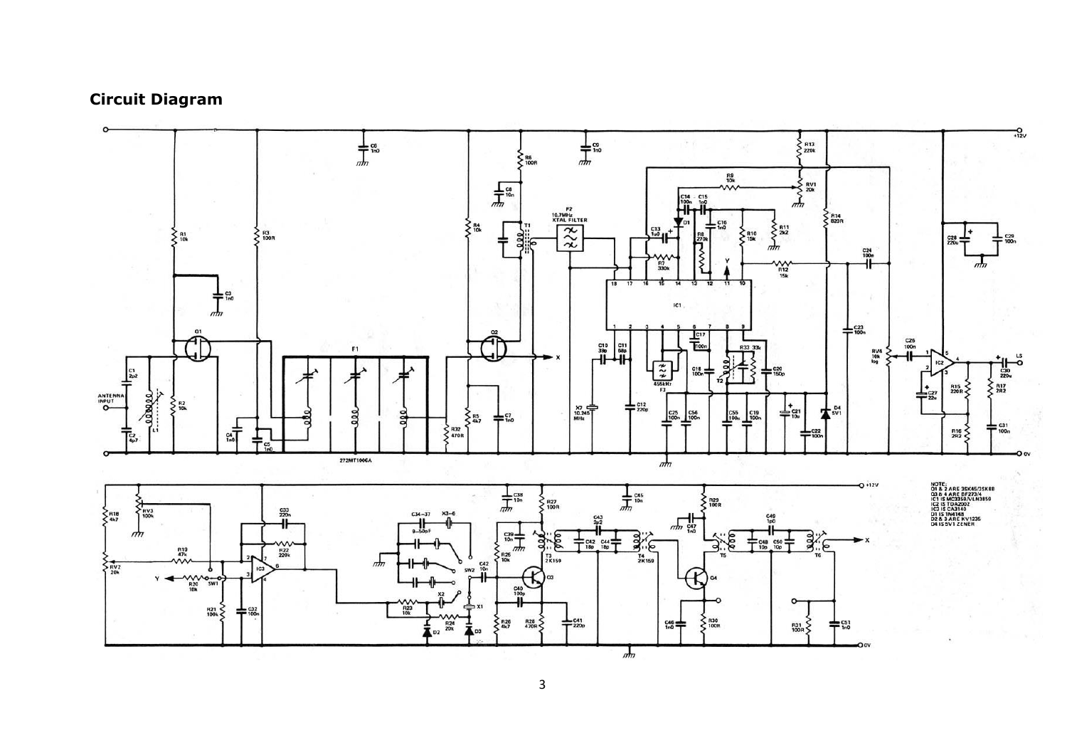## Circuit Diagram

NOTE:
Q1 & 2 ARE 3SK45/3SK88
Q3 & 4 ARE BF273/4
IC1 IS MC3359/ULN3859
IC2 IS TDA2002
IC3 IS CA3140
D1 IS 1N4148
D2 & 3 ARE KV1235
D4 IS 5V1 ZENER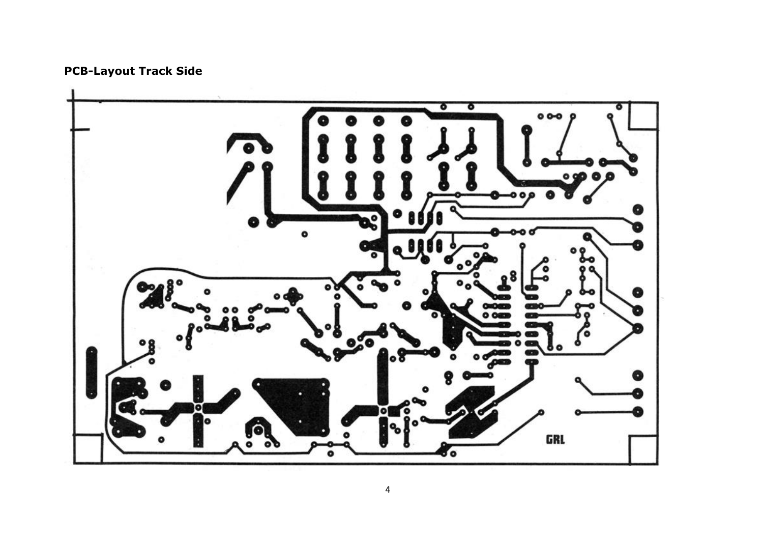**PCB-Layout Track Side**

GRL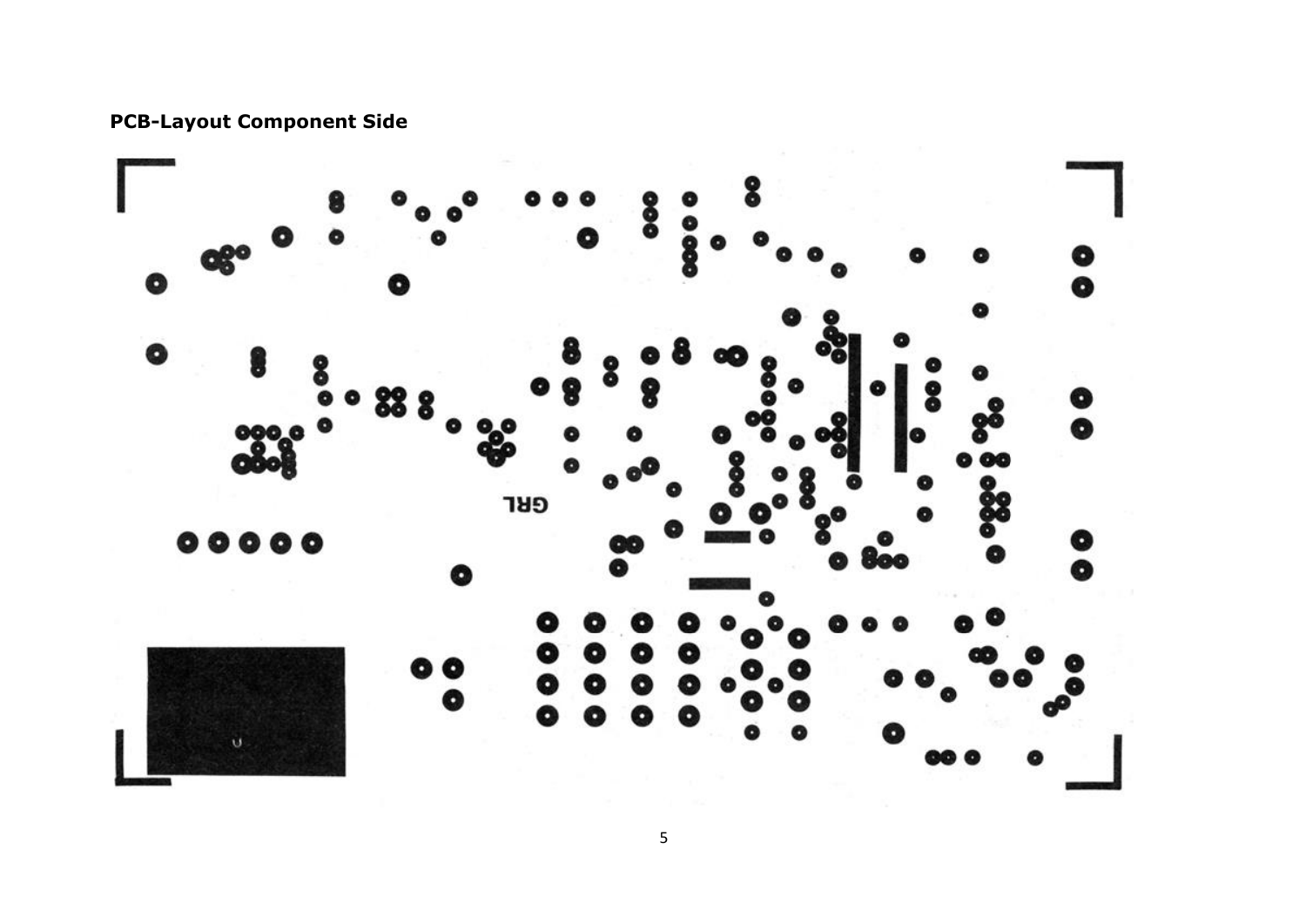**PCB-Layout Component Side**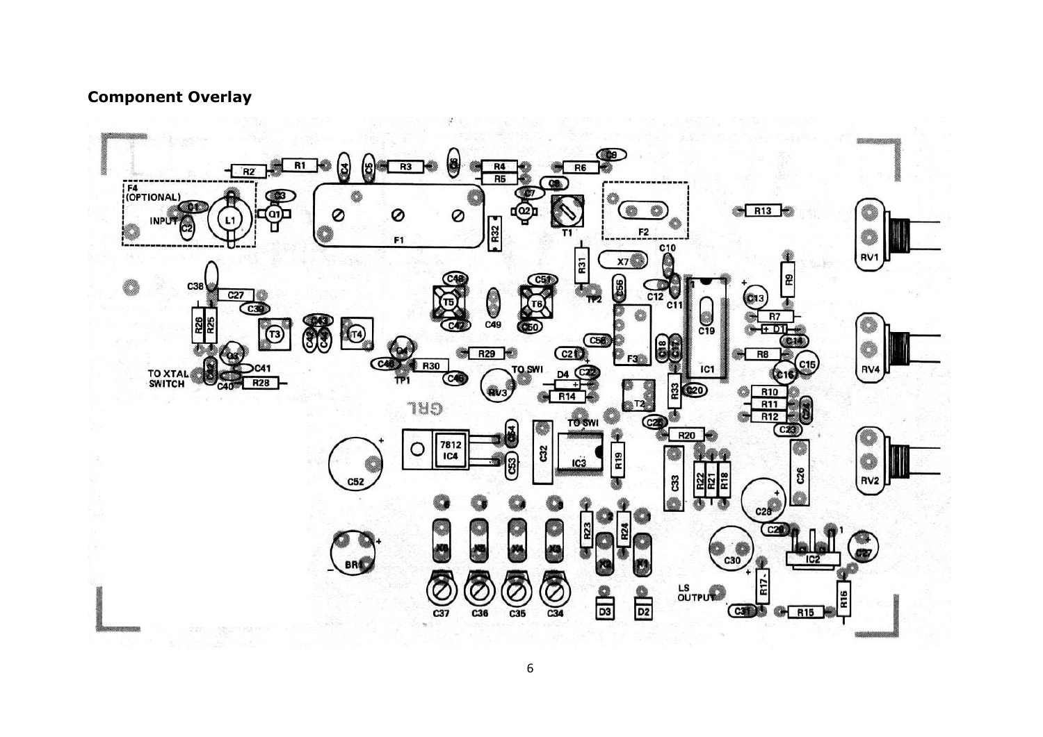## Component Overlay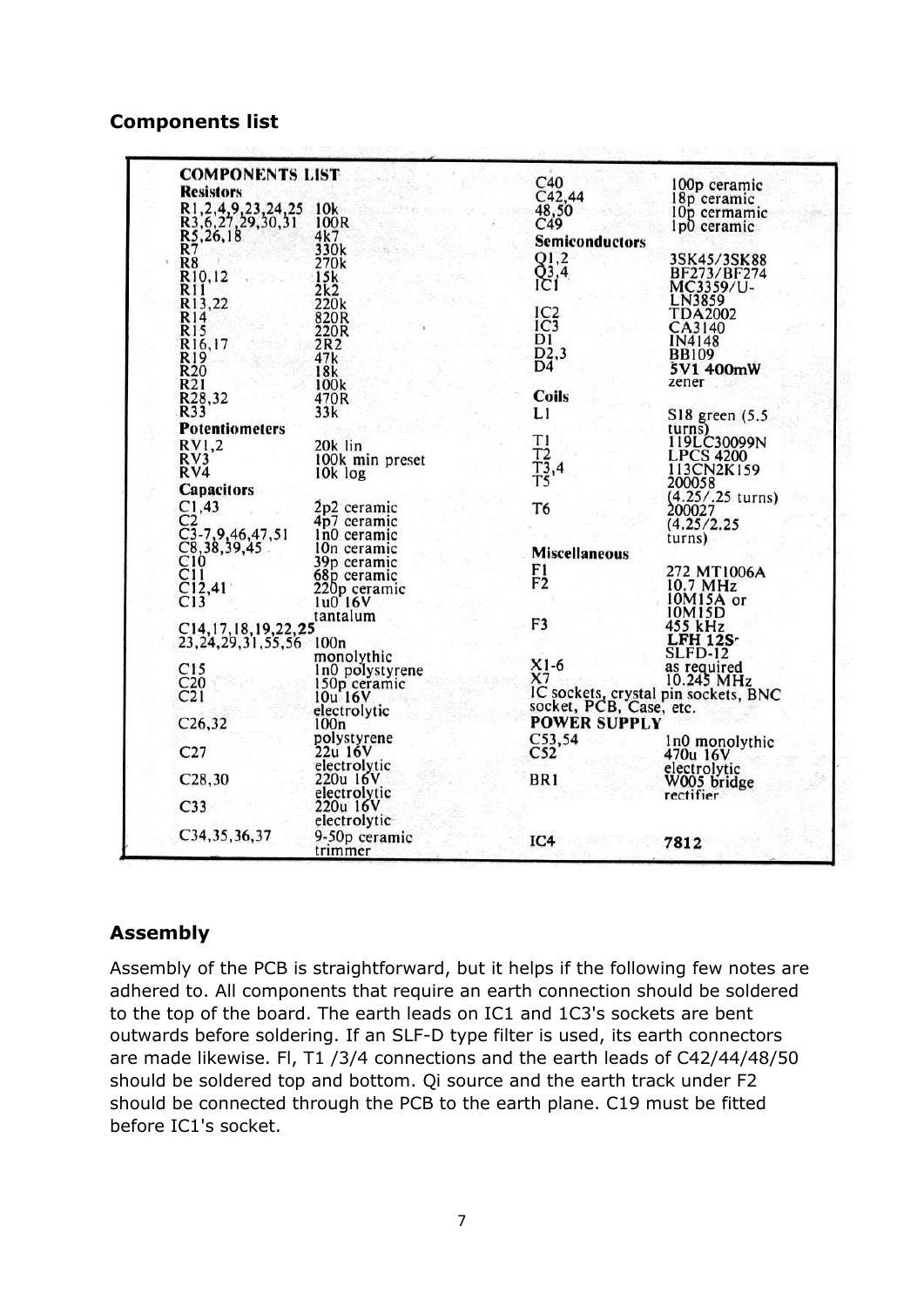## Components list

| COMPONENTS LIST | |
|---|---|
| **Resistors** | |
| R1,2,4,9,23,24,25 | 10k |
| R3,6,27,29,30,31 | 100R |
| R5,26,18 | 4k7 |
| R7 | 330k |
| R8 | 270k |
| R10,12 | 15k |
| R11 | 2k2 |
| R13,22 | 220k |
| R14 | 820R |
| R15 | 220R |
| R16,17 | 2R2 |
| R19 | 47k |
| R20 | 18k |
| R21 | 100k |
| R28,32 | 470R |
| R33 | 33k |
| **Potentiometers** | |
| RV1,2 | 20k lin |
| RV3 | 100k min preset |
| RV4 | 10k log |
| **Capacitors** | |
| C1,43 | 2p2 ceramic |
| C2 | 4p7 ceramic |
| C3-7,9,46,47,51 | 1n0 ceramic |
| C8,38,39,45 | 10n ceramic |
| C10 | 39p ceramic |
| C11 | 68p ceramic |
| C12,41 | 220p ceramic |
| C13 | 1u0 16V tantalum |
| C14,17,18,19,22,25 23,24,29,31,55,56 | 100n monolythic |
| C15 | 1n0 polystyrene |
| C20 | 150p ceramic |
| C21 | 10u 16V electrolytic |
| C26,32 | 100n polystyrene |
| C27 | 22u 16V electrolytic |
| C28,30 | 220u 16V electrolytic |
| C33 | 220u 16V electrolytic |
| C34,35,36,37 | 9-50p ceramic trimmer |
| C40 | 100p ceramic |
| C42,44 | 18p ceramic |
| 48,50 | 10p cermamic |
| C49 | 1p0 ceramic |
| **Semiconductors** | |
| Q1,2 | 3SK45/3SK88 |
| Q3,4 | BF273/BF274 |
| IC1 | MC3359/U-LN3859 |
| IC2 | TDA2002 |
| IC3 | CA3140 |
| D1 | IN4148 |
| D2,3 | BB109 |
| D4 | 5V1 400mW zener |
| **Coils** | |
| L1 | S18 green (5.5 turns) |
| T1 | 119LC30099N |
| T2 | LPCS 4200 |
| T3,4 | 113CN2K159 |
| T5 | 200058 (4.25/.25 turns) |
| T6 | 200027 (4.25/2.25 turns) |
| **Miscellaneous** | |
| F1 | 272 MT1006A |
| F2 | 10.7 MHz 10M15A or 10M15D |
| F3 | 455 kHz LFH 12S-SLFD-12 |
| X1-6 | as required |
| X7 | 10.245 MHz |
| IC sockets, crystal pin sockets, BNC socket, PCB, Case, etc. | |
| **POWER SUPPLY** | |
| C53,54 | 1n0 monolythic |
| C52 | 470u 16V electrolytic |
| BR1 | W005 bridge rectifier |
| IC4 | 7812 |

## Assembly

Assembly of the PCB is straightforward, but it helps if the following few notes are adhered to. All components that require an earth connection should be soldered to the top of the board. The earth leads on IC1 and 1C3's sockets are bent outwards before soldering. If an SLF-D type filter is used, its earth connectors are made likewise. Fl, T1 /3/4 connections and the earth leads of C42/44/48/50 should be soldered top and bottom. Qi source and the earth track under F2 should be connected through the PCB to the earth plane. C19 must be fitted before IC1's socket.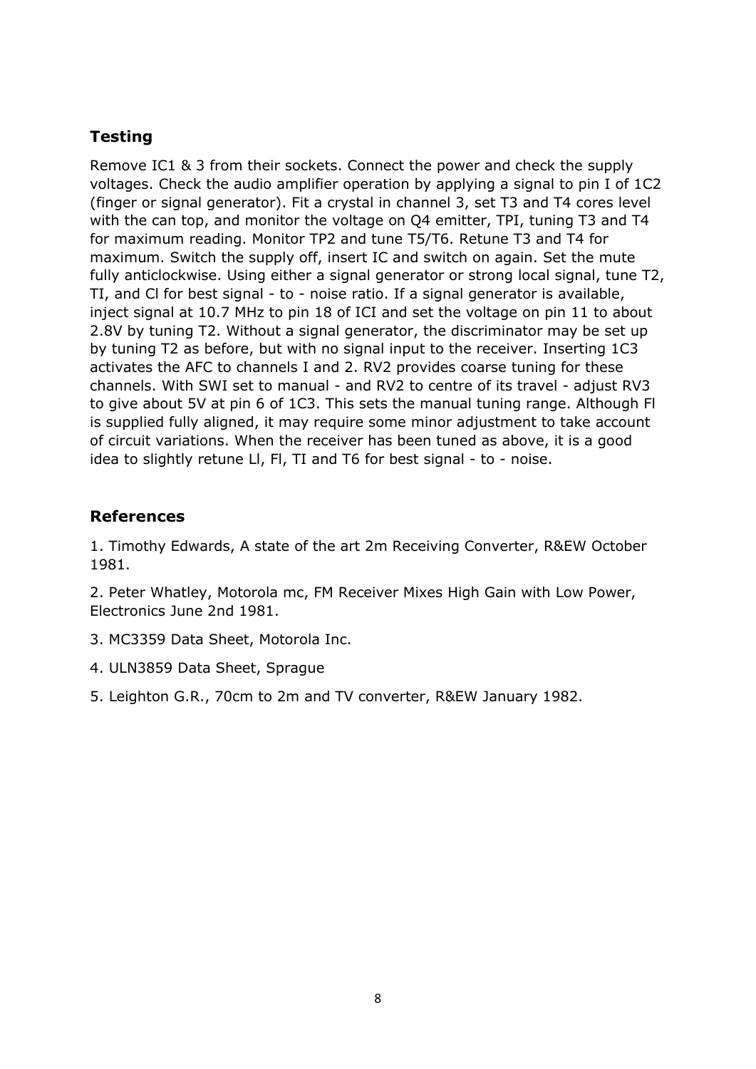## Testing

Remove IC1 & 3 from their sockets. Connect the power and check the supply voltages. Check the audio amplifier operation by applying a signal to pin I of 1C2 (finger or signal generator). Fit a crystal in channel 3, set T3 and T4 cores level with the can top, and monitor the voltage on Q4 emitter, TPI, tuning T3 and T4 for maximum reading. Monitor TP2 and tune T5/T6. Retune T3 and T4 for maximum. Switch the supply off, insert IC and switch on again. Set the mute fully anticlockwise. Using either a signal generator or strong local signal, tune T2, TI, and Cl for best signal - to - noise ratio. If a signal generator is available, inject signal at 10.7 MHz to pin 18 of ICI and set the voltage on pin 11 to about 2.8V by tuning T2. Without a signal generator, the discriminator may be set up by tuning T2 as before, but with no signal input to the receiver. Inserting 1C3 activates the AFC to channels I and 2. RV2 provides coarse tuning for these channels. With SWI set to manual - and RV2 to centre of its travel - adjust RV3 to give about 5V at pin 6 of 1C3. This sets the manual tuning range. Although Fl is supplied fully aligned, it may require some minor adjustment to take account of circuit variations. When the receiver has been tuned as above, it is a good idea to slightly retune Ll, Fl, TI and T6 for best signal - to - noise.

## References

1. Timothy Edwards, A state of the art 2m Receiving Converter, R&EW October 1981.

2. Peter Whatley, Motorola mc, FM Receiver Mixes High Gain with Low Power, Electronics June 2nd 1981.

3. MC3359 Data Sheet, Motorola Inc.

4. ULN3859 Data Sheet, Sprague

5. Leighton G.R., 70cm to 2m and TV converter, R&EW January 1982.